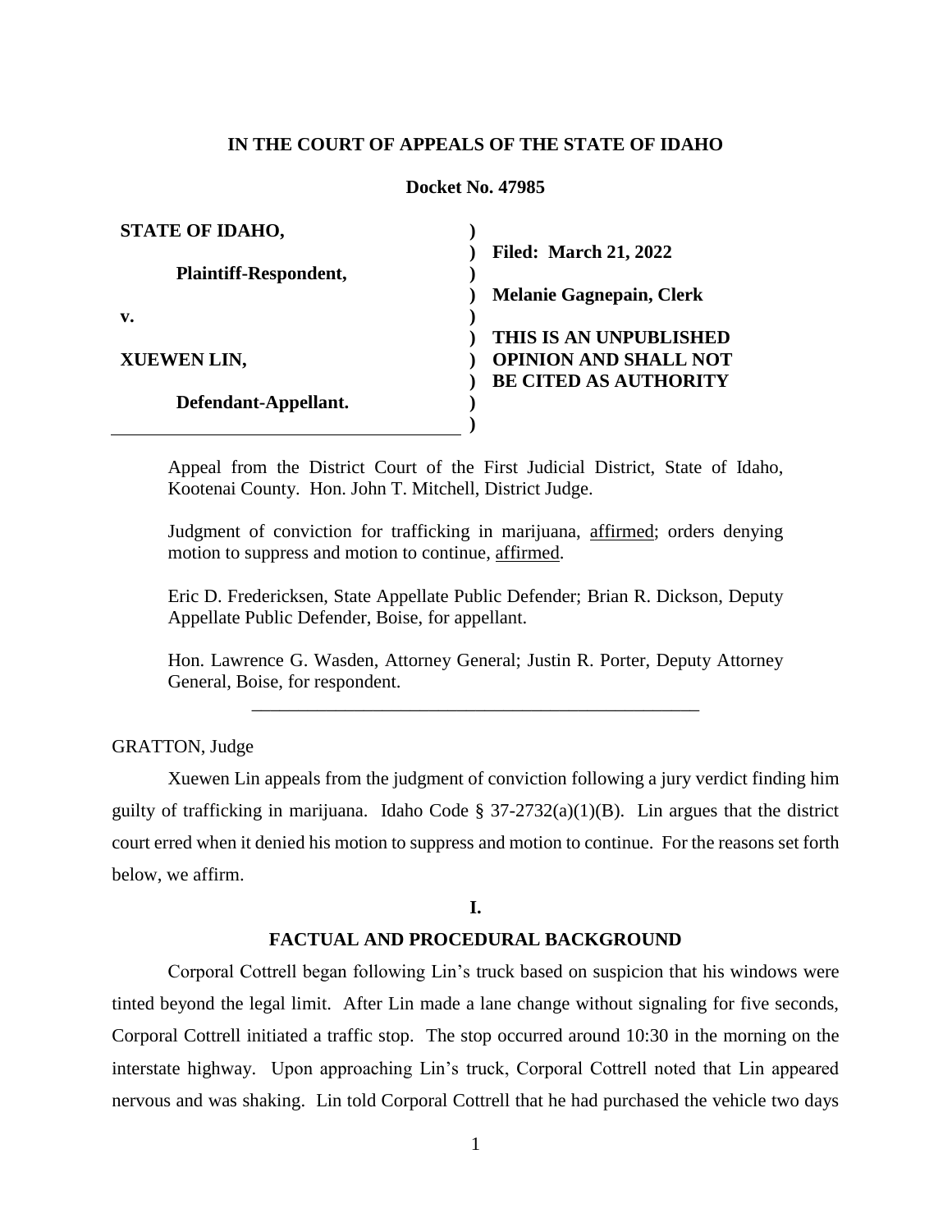**IN THE COURT OF APPEALS OF THE STATE OF IDAHO**

**Docket No. 47985**

| | | |
|---|---|---|
| **STATE OF IDAHO,** | ) | |
| | ) | **Filed: March 21, 2022** |
| **Plaintiff-Respondent,** | ) | |
| | ) | **Melanie Gagnepain, Clerk** |
| **v.** | ) | |
| | ) | **THIS IS AN UNPUBLISHED** |
| **XUEWEN LIN,** | ) | **OPINION AND SHALL NOT** |
| | ) | **BE CITED AS AUTHORITY** |
| **Defendant-Appellant.** | ) | |
| | ) | |

Appeal from the District Court of the First Judicial District, State of Idaho, Kootenai County. Hon. John T. Mitchell, District Judge.

Judgment of conviction for trafficking in marijuana, affirmed; orders denying motion to suppress and motion to continue, affirmed.

Eric D. Fredericksen, State Appellate Public Defender; Brian R. Dickson, Deputy Appellate Public Defender, Boise, for appellant.

Hon. Lawrence G. Wasden, Attorney General; Justin R. Porter, Deputy Attorney General, Boise, for respondent.

---

GRATTON, Judge

Xuewen Lin appeals from the judgment of conviction following a jury verdict finding him guilty of trafficking in marijuana. Idaho Code § 37-2732(a)(1)(B). Lin argues that the district court erred when it denied his motion to suppress and motion to continue. For the reasons set forth below, we affirm.

## I.

## FACTUAL AND PROCEDURAL BACKGROUND

Corporal Cottrell began following Lin's truck based on suspicion that his windows were tinted beyond the legal limit. After Lin made a lane change without signaling for five seconds, Corporal Cottrell initiated a traffic stop. The stop occurred around 10:30 in the morning on the interstate highway. Upon approaching Lin's truck, Corporal Cottrell noted that Lin appeared nervous and was shaking. Lin told Corporal Cottrell that he had purchased the vehicle two days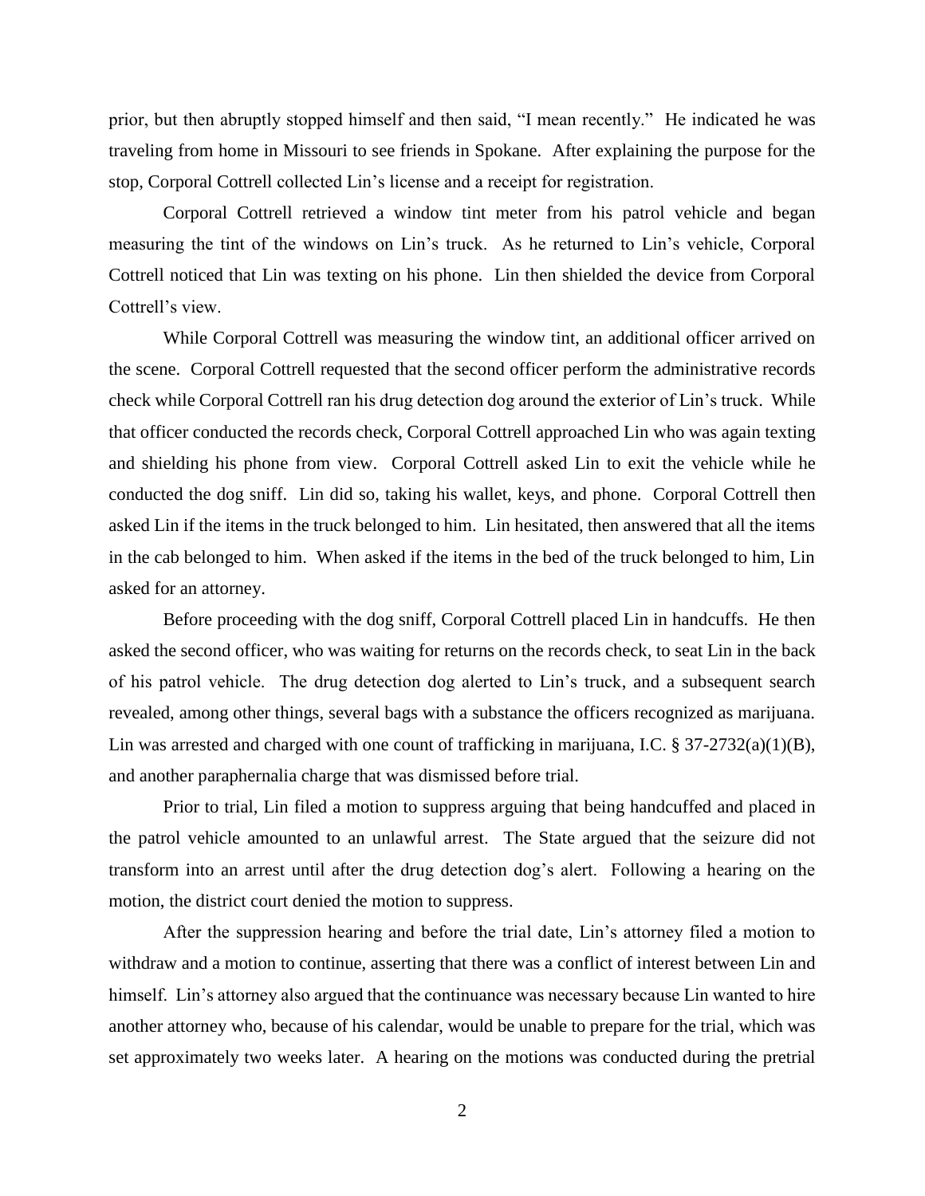prior, but then abruptly stopped himself and then said, "I mean recently." He indicated he was traveling from home in Missouri to see friends in Spokane. After explaining the purpose for the stop, Corporal Cottrell collected Lin's license and a receipt for registration.

Corporal Cottrell retrieved a window tint meter from his patrol vehicle and began measuring the tint of the windows on Lin's truck. As he returned to Lin's vehicle, Corporal Cottrell noticed that Lin was texting on his phone. Lin then shielded the device from Corporal Cottrell's view.

While Corporal Cottrell was measuring the window tint, an additional officer arrived on the scene. Corporal Cottrell requested that the second officer perform the administrative records check while Corporal Cottrell ran his drug detection dog around the exterior of Lin's truck. While that officer conducted the records check, Corporal Cottrell approached Lin who was again texting and shielding his phone from view. Corporal Cottrell asked Lin to exit the vehicle while he conducted the dog sniff. Lin did so, taking his wallet, keys, and phone. Corporal Cottrell then asked Lin if the items in the truck belonged to him. Lin hesitated, then answered that all the items in the cab belonged to him. When asked if the items in the bed of the truck belonged to him, Lin asked for an attorney.

Before proceeding with the dog sniff, Corporal Cottrell placed Lin in handcuffs. He then asked the second officer, who was waiting for returns on the records check, to seat Lin in the back of his patrol vehicle. The drug detection dog alerted to Lin's truck, and a subsequent search revealed, among other things, several bags with a substance the officers recognized as marijuana. Lin was arrested and charged with one count of trafficking in marijuana, I.C. § 37-2732(a)(1)(B), and another paraphernalia charge that was dismissed before trial.

Prior to trial, Lin filed a motion to suppress arguing that being handcuffed and placed in the patrol vehicle amounted to an unlawful arrest. The State argued that the seizure did not transform into an arrest until after the drug detection dog's alert. Following a hearing on the motion, the district court denied the motion to suppress.

After the suppression hearing and before the trial date, Lin's attorney filed a motion to withdraw and a motion to continue, asserting that there was a conflict of interest between Lin and himself. Lin's attorney also argued that the continuance was necessary because Lin wanted to hire another attorney who, because of his calendar, would be unable to prepare for the trial, which was set approximately two weeks later. A hearing on the motions was conducted during the pretrial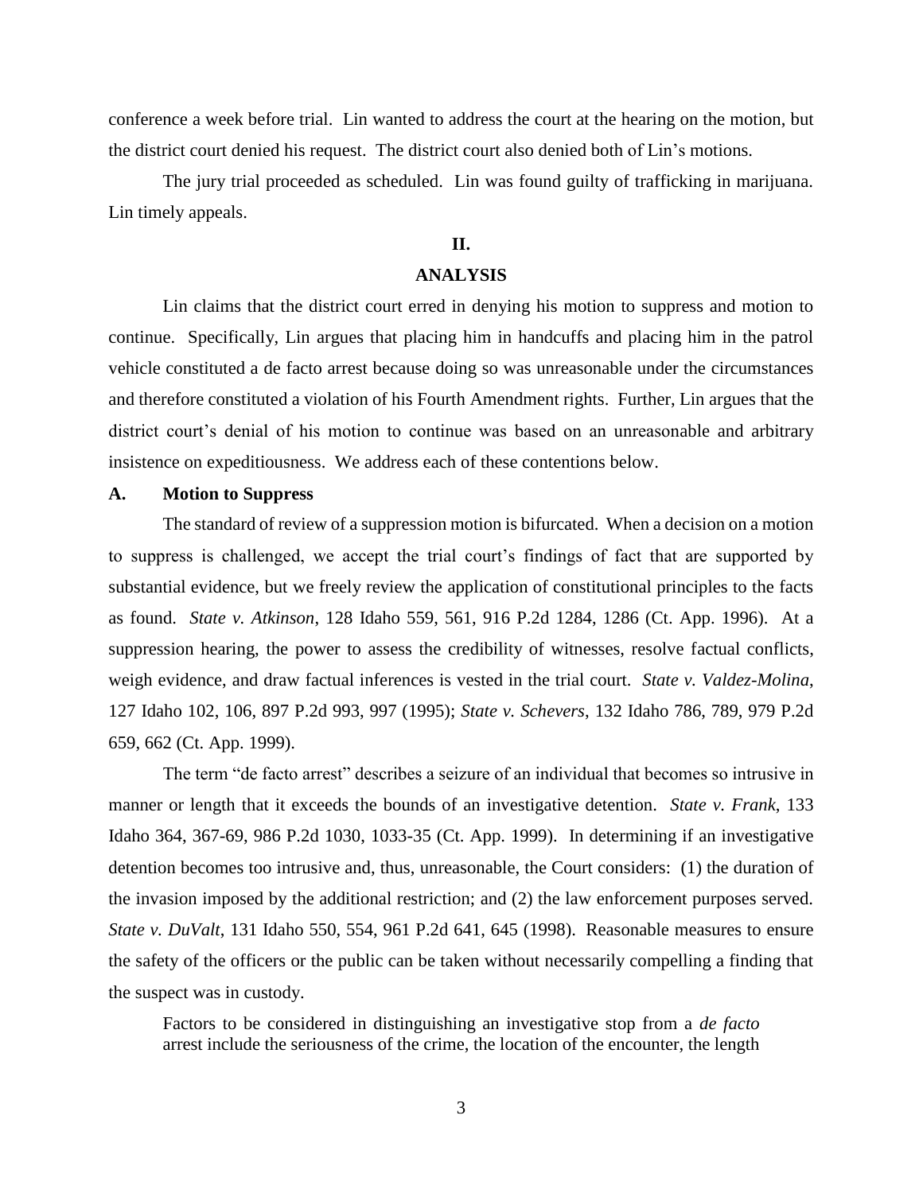conference a week before trial. Lin wanted to address the court at the hearing on the motion, but the district court denied his request. The district court also denied both of Lin's motions.

The jury trial proceeded as scheduled. Lin was found guilty of trafficking in marijuana. Lin timely appeals.

## II.

## ANALYSIS

Lin claims that the district court erred in denying his motion to suppress and motion to continue. Specifically, Lin argues that placing him in handcuffs and placing him in the patrol vehicle constituted a de facto arrest because doing so was unreasonable under the circumstances and therefore constituted a violation of his Fourth Amendment rights. Further, Lin argues that the district court's denial of his motion to continue was based on an unreasonable and arbitrary insistence on expeditiousness. We address each of these contentions below.

### A. Motion to Suppress

The standard of review of a suppression motion is bifurcated. When a decision on a motion to suppress is challenged, we accept the trial court's findings of fact that are supported by substantial evidence, but we freely review the application of constitutional principles to the facts as found. *State v. Atkinson*, 128 Idaho 559, 561, 916 P.2d 1284, 1286 (Ct. App. 1996). At a suppression hearing, the power to assess the credibility of witnesses, resolve factual conflicts, weigh evidence, and draw factual inferences is vested in the trial court. *State v. Valdez-Molina*, 127 Idaho 102, 106, 897 P.2d 993, 997 (1995); *State v. Schevers*, 132 Idaho 786, 789, 979 P.2d 659, 662 (Ct. App. 1999).

The term "de facto arrest" describes a seizure of an individual that becomes so intrusive in manner or length that it exceeds the bounds of an investigative detention. *State v. Frank*, 133 Idaho 364, 367-69, 986 P.2d 1030, 1033-35 (Ct. App. 1999). In determining if an investigative detention becomes too intrusive and, thus, unreasonable, the Court considers: (1) the duration of the invasion imposed by the additional restriction; and (2) the law enforcement purposes served. *State v. DuValt*, 131 Idaho 550, 554, 961 P.2d 641, 645 (1998). Reasonable measures to ensure the safety of the officers or the public can be taken without necessarily compelling a finding that the suspect was in custody.

> Factors to be considered in distinguishing an investigative stop from a *de facto* arrest include the seriousness of the crime, the location of the encounter, the length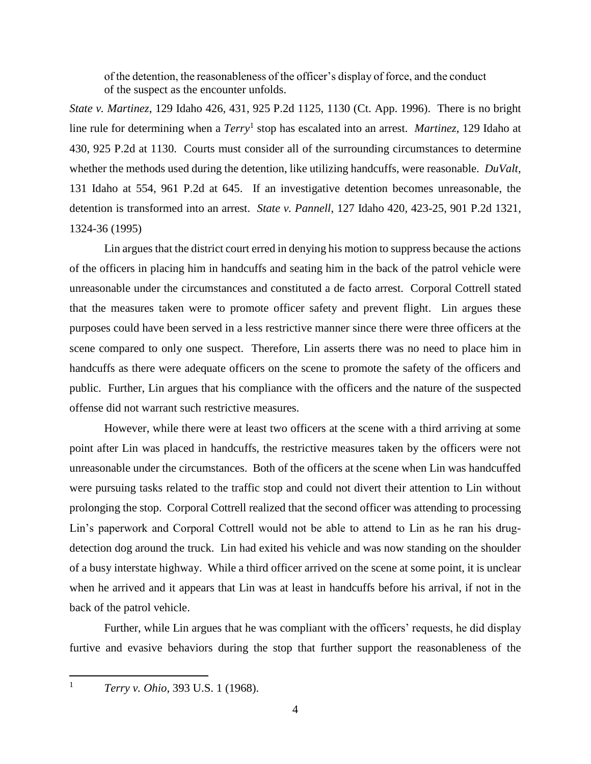of the detention, the reasonableness of the officer's display of force, and the conduct of the suspect as the encounter unfolds.

*State v. Martinez*, 129 Idaho 426, 431, 925 P.2d 1125, 1130 (Ct. App. 1996). There is no bright line rule for determining when a *Terry*[1] stop has escalated into an arrest. *Martinez*, 129 Idaho at 430, 925 P.2d at 1130. Courts must consider all of the surrounding circumstances to determine whether the methods used during the detention, like utilizing handcuffs, were reasonable. *DuValt*, 131 Idaho at 554, 961 P.2d at 645. If an investigative detention becomes unreasonable, the detention is transformed into an arrest. *State v. Pannell*, 127 Idaho 420, 423-25, 901 P.2d 1321, 1324-36 (1995)

Lin argues that the district court erred in denying his motion to suppress because the actions of the officers in placing him in handcuffs and seating him in the back of the patrol vehicle were unreasonable under the circumstances and constituted a de facto arrest. Corporal Cottrell stated that the measures taken were to promote officer safety and prevent flight. Lin argues these purposes could have been served in a less restrictive manner since there were three officers at the scene compared to only one suspect. Therefore, Lin asserts there was no need to place him in handcuffs as there were adequate officers on the scene to promote the safety of the officers and public. Further, Lin argues that his compliance with the officers and the nature of the suspected offense did not warrant such restrictive measures.

However, while there were at least two officers at the scene with a third arriving at some point after Lin was placed in handcuffs, the restrictive measures taken by the officers were not unreasonable under the circumstances. Both of the officers at the scene when Lin was handcuffed were pursuing tasks related to the traffic stop and could not divert their attention to Lin without prolonging the stop. Corporal Cottrell realized that the second officer was attending to processing Lin's paperwork and Corporal Cottrell would not be able to attend to Lin as he ran his drug-detection dog around the truck. Lin had exited his vehicle and was now standing on the shoulder of a busy interstate highway. While a third officer arrived on the scene at some point, it is unclear when he arrived and it appears that Lin was at least in handcuffs before his arrival, if not in the back of the patrol vehicle.

Further, while Lin argues that he was compliant with the officers' requests, he did display furtive and evasive behaviors during the stop that further support the reasonableness of the

---

[1] *Terry v. Ohio*, 393 U.S. 1 (1968).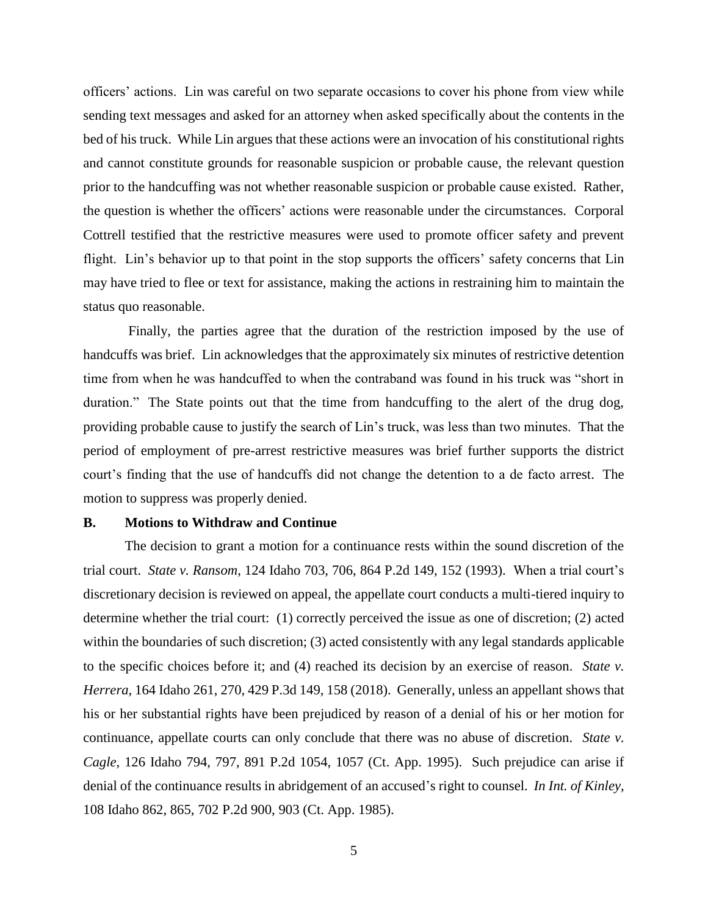officers' actions. Lin was careful on two separate occasions to cover his phone from view while sending text messages and asked for an attorney when asked specifically about the contents in the bed of his truck. While Lin argues that these actions were an invocation of his constitutional rights and cannot constitute grounds for reasonable suspicion or probable cause, the relevant question prior to the handcuffing was not whether reasonable suspicion or probable cause existed. Rather, the question is whether the officers' actions were reasonable under the circumstances. Corporal Cottrell testified that the restrictive measures were used to promote officer safety and prevent flight. Lin's behavior up to that point in the stop supports the officers' safety concerns that Lin may have tried to flee or text for assistance, making the actions in restraining him to maintain the status quo reasonable.

Finally, the parties agree that the duration of the restriction imposed by the use of handcuffs was brief. Lin acknowledges that the approximately six minutes of restrictive detention time from when he was handcuffed to when the contraband was found in his truck was "short in duration." The State points out that the time from handcuffing to the alert of the drug dog, providing probable cause to justify the search of Lin's truck, was less than two minutes. That the period of employment of pre-arrest restrictive measures was brief further supports the district court's finding that the use of handcuffs did not change the detention to a de facto arrest. The motion to suppress was properly denied.

### B. Motions to Withdraw and Continue

The decision to grant a motion for a continuance rests within the sound discretion of the trial court. *State v. Ransom*, 124 Idaho 703, 706, 864 P.2d 149, 152 (1993). When a trial court's discretionary decision is reviewed on appeal, the appellate court conducts a multi-tiered inquiry to determine whether the trial court: (1) correctly perceived the issue as one of discretion; (2) acted within the boundaries of such discretion; (3) acted consistently with any legal standards applicable to the specific choices before it; and (4) reached its decision by an exercise of reason. *State v. Herrera*, 164 Idaho 261, 270, 429 P.3d 149, 158 (2018). Generally, unless an appellant shows that his or her substantial rights have been prejudiced by reason of a denial of his or her motion for continuance, appellate courts can only conclude that there was no abuse of discretion. *State v. Cagle*, 126 Idaho 794, 797, 891 P.2d 1054, 1057 (Ct. App. 1995). Such prejudice can arise if denial of the continuance results in abridgement of an accused's right to counsel. *In Int. of Kinley*, 108 Idaho 862, 865, 702 P.2d 900, 903 (Ct. App. 1985).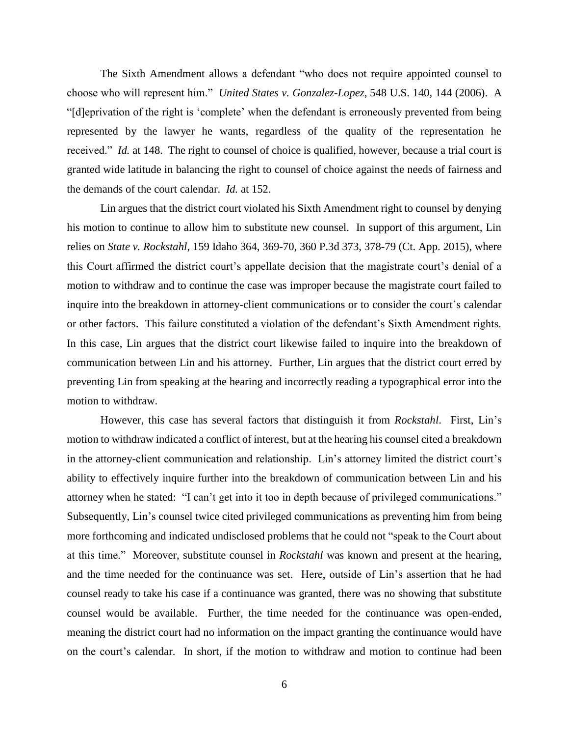The Sixth Amendment allows a defendant "who does not require appointed counsel to choose who will represent him." *United States v. Gonzalez-Lopez*, 548 U.S. 140, 144 (2006). A "[d]eprivation of the right is 'complete' when the defendant is erroneously prevented from being represented by the lawyer he wants, regardless of the quality of the representation he received." *Id.* at 148. The right to counsel of choice is qualified, however, because a trial court is granted wide latitude in balancing the right to counsel of choice against the needs of fairness and the demands of the court calendar. *Id.* at 152.

Lin argues that the district court violated his Sixth Amendment right to counsel by denying his motion to continue to allow him to substitute new counsel. In support of this argument, Lin relies on *State v. Rockstahl*, 159 Idaho 364, 369-70, 360 P.3d 373, 378-79 (Ct. App. 2015), where this Court affirmed the district court's appellate decision that the magistrate court's denial of a motion to withdraw and to continue the case was improper because the magistrate court failed to inquire into the breakdown in attorney-client communications or to consider the court's calendar or other factors. This failure constituted a violation of the defendant's Sixth Amendment rights. In this case, Lin argues that the district court likewise failed to inquire into the breakdown of communication between Lin and his attorney. Further, Lin argues that the district court erred by preventing Lin from speaking at the hearing and incorrectly reading a typographical error into the motion to withdraw.

However, this case has several factors that distinguish it from *Rockstahl*. First, Lin's motion to withdraw indicated a conflict of interest, but at the hearing his counsel cited a breakdown in the attorney-client communication and relationship. Lin's attorney limited the district court's ability to effectively inquire further into the breakdown of communication between Lin and his attorney when he stated: "I can't get into it too in depth because of privileged communications." Subsequently, Lin's counsel twice cited privileged communications as preventing him from being more forthcoming and indicated undisclosed problems that he could not "speak to the Court about at this time." Moreover, substitute counsel in *Rockstahl* was known and present at the hearing, and the time needed for the continuance was set. Here, outside of Lin's assertion that he had counsel ready to take his case if a continuance was granted, there was no showing that substitute counsel would be available. Further, the time needed for the continuance was open-ended, meaning the district court had no information on the impact granting the continuance would have on the court's calendar. In short, if the motion to withdraw and motion to continue had been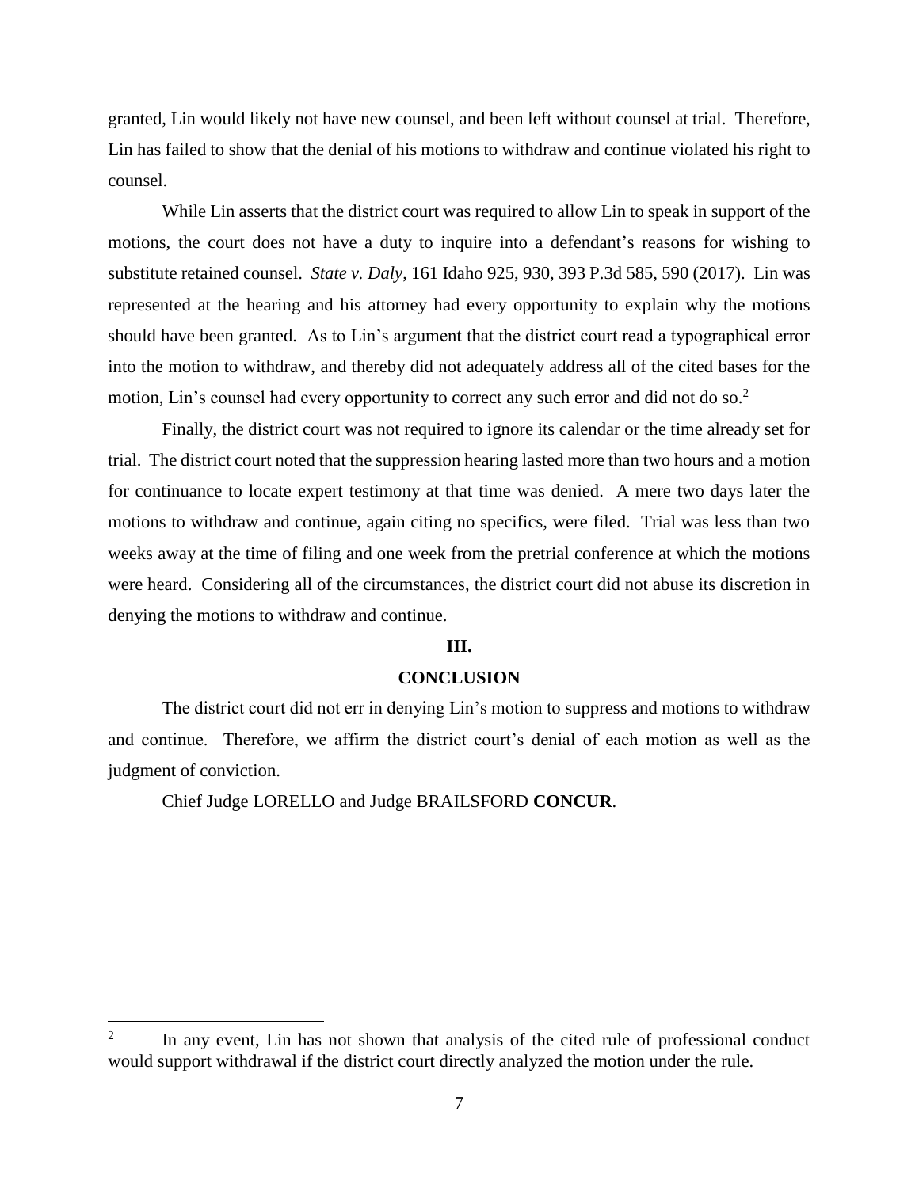granted, Lin would likely not have new counsel, and been left without counsel at trial. Therefore, Lin has failed to show that the denial of his motions to withdraw and continue violated his right to counsel.

While Lin asserts that the district court was required to allow Lin to speak in support of the motions, the court does not have a duty to inquire into a defendant's reasons for wishing to substitute retained counsel. *State v. Daly*, 161 Idaho 925, 930, 393 P.3d 585, 590 (2017). Lin was represented at the hearing and his attorney had every opportunity to explain why the motions should have been granted. As to Lin's argument that the district court read a typographical error into the motion to withdraw, and thereby did not adequately address all of the cited bases for the motion, Lin's counsel had every opportunity to correct any such error and did not do so.[2]

Finally, the district court was not required to ignore its calendar or the time already set for trial. The district court noted that the suppression hearing lasted more than two hours and a motion for continuance to locate expert testimony at that time was denied. A mere two days later the motions to withdraw and continue, again citing no specifics, were filed. Trial was less than two weeks away at the time of filing and one week from the pretrial conference at which the motions were heard. Considering all of the circumstances, the district court did not abuse its discretion in denying the motions to withdraw and continue.

## III.

## CONCLUSION

The district court did not err in denying Lin's motion to suppress and motions to withdraw and continue. Therefore, we affirm the district court's denial of each motion as well as the judgment of conviction.

Chief Judge LORELLO and Judge BRAILSFORD **CONCUR**.

---

[2] In any event, Lin has not shown that analysis of the cited rule of professional conduct would support withdrawal if the district court directly analyzed the motion under the rule.